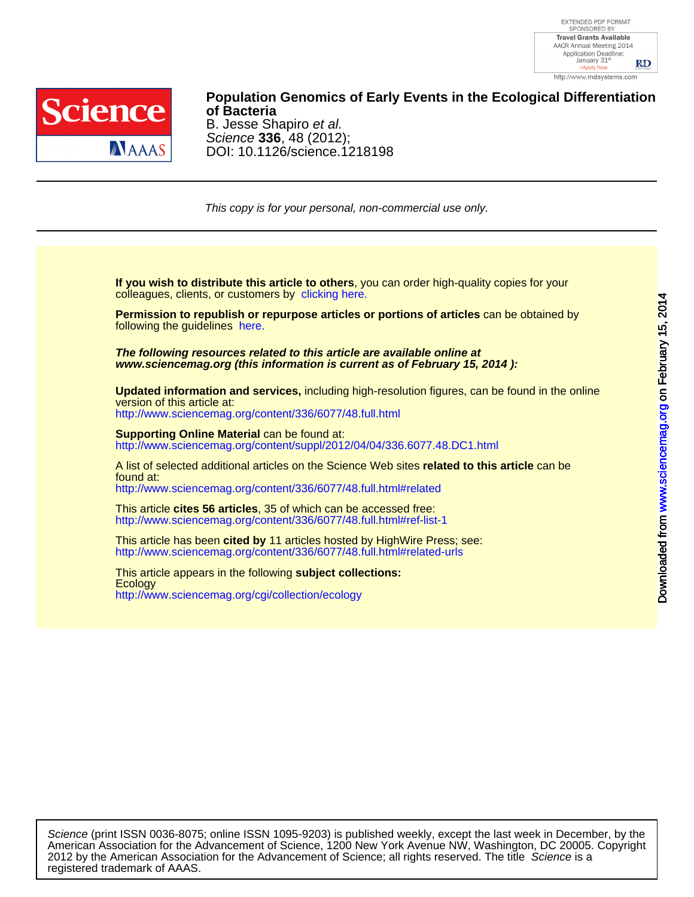# Population Genomics of Early Events in the Ecological Differentiation of Bacteria

B. Jesse Shapiro *et al.*

*Science* **336**, 48 (2012);

DOI: 10.1126/science.1218198

*This copy is for your personal, non-commercial use only.*

**If you wish to distribute this article to others**, you can order high-quality copies for your colleagues, clients, or customers by clicking here.

**Permission to republish or repurpose articles or portions of articles** can be obtained by following the guidelines here.

***The following resources related to this article are available online at www.sciencemag.org (this information is current as of February 15, 2014 ):***

**Updated information and services,** including high-resolution figures, can be found in the online version of this article at:
http://www.sciencemag.org/content/336/6077/48.full.html

**Supporting Online Material** can be found at:
http://www.sciencemag.org/content/suppl/2012/04/04/336.6077.48.DC1.html

A list of selected additional articles on the Science Web sites **related to this article** can be found at:
http://www.sciencemag.org/content/336/6077/48.full.html#related

This article **cites 56 articles**, 35 of which can be accessed free:
http://www.sciencemag.org/content/336/6077/48.full.html#ref-list-1

This article has been **cited by** 11 articles hosted by HighWire Press; see:
http://www.sciencemag.org/content/336/6077/48.full.html#related-urls

This article appears in the following **subject collections:**
Ecology
http://www.sciencemag.org/cgi/collection/ecology

*Science* (print ISSN 0036-8075; online ISSN 1095-9203) is published weekly, except the last week in December, by the American Association for the Advancement of Science, 1200 New York Avenue NW, Washington, DC 20005. Copyright 2012 by the American Association for the Advancement of Science; all rights reserved. The title *Science* is a registered trademark of AAAS.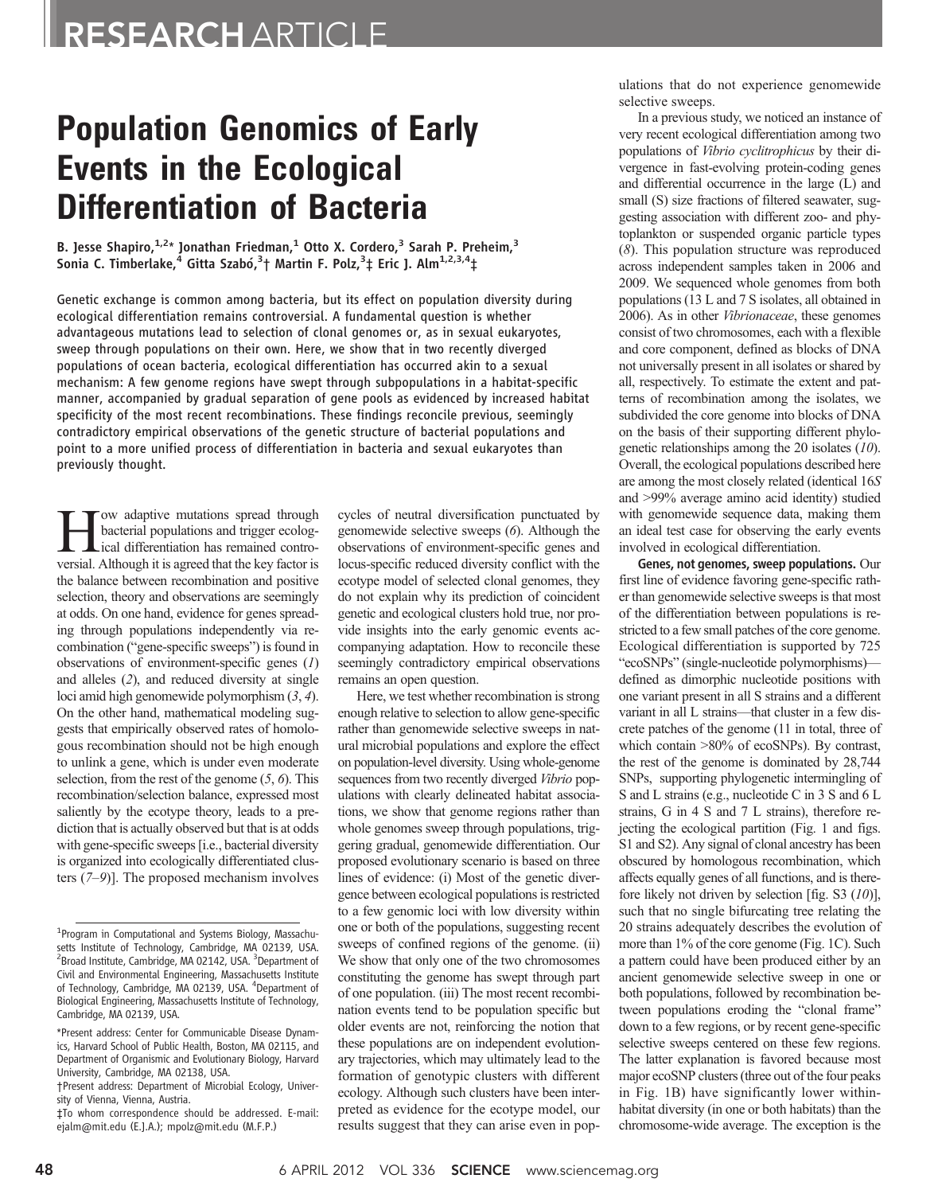# RESEARCH ARTICLE

# Population Genomics of Early Events in the Ecological Differentiation of Bacteria

**B. Jesse Shapiro,[1,2]* Jonathan Friedman,[1] Otto X. Cordero,[3] Sarah P. Preheim,[3] Sonia C. Timberlake,[4] Gitta Szabó,[3]† Martin F. Polz,[3]‡ Eric J. Alm[1,2,3,4]‡**

Genetic exchange is common among bacteria, but its effect on population diversity during ecological differentiation remains controversial. A fundamental question is whether advantageous mutations lead to selection of clonal genomes or, as in sexual eukaryotes, sweep through populations on their own. Here, we show that in two recently diverged populations of ocean bacteria, ecological differentiation has occurred akin to a sexual mechanism: A few genome regions have swept through subpopulations in a habitat-specific manner, accompanied by gradual separation of gene pools as evidenced by increased habitat specificity of the most recent recombinations. These findings reconcile previous, seemingly contradictory empirical observations of the genetic structure of bacterial populations and point to a more unified process of differentiation in bacteria and sexual eukaryotes than previously thought.

How adaptive mutations spread through bacterial populations and trigger ecological differentiation has remained controversial. Although it is agreed that the key factor is the balance between recombination and positive selection, theory and observations are seemingly at odds. On one hand, evidence for genes spreading through populations independently via recombination ("gene-specific sweeps") is found in observations of environment-specific genes (*1*) and alleles (*2*), and reduced diversity at single loci amid high genomewide polymorphism (*3*, *4*). On the other hand, mathematical modeling suggests that empirically observed rates of homologous recombination should not be high enough to unlink a gene, which is under even moderate selection, from the rest of the genome (*5*, *6*). This recombination/selection balance, expressed most saliently by the ecotype theory, leads to a prediction that is actually observed but that is at odds with gene-specific sweeps [i.e., bacterial diversity is organized into ecologically differentiated clusters (*7*–*9*)]. The proposed mechanism involves cycles of neutral diversification punctuated by genomewide selective sweeps (*6*). Although the observations of environment-specific genes and locus-specific reduced diversity conflict with the ecotype model of selected clonal genomes, they do not explain why its prediction of coincident genetic and ecological clusters hold true, nor provide insights into the early genomic events accompanying adaptation. How to reconcile these seemingly contradictory empirical observations remains an open question.

Here, we test whether recombination is strong enough relative to selection to allow gene-specific rather than genomewide selective sweeps in natural microbial populations and explore the effect on population-level diversity. Using whole-genome sequences from two recently diverged *Vibrio* populations with clearly delineated habitat associations, we show that genome regions rather than whole genomes sweep through populations, triggering gradual, genomewide differentiation. Our proposed evolutionary scenario is based on three lines of evidence: (i) Most of the genetic divergence between ecological populations is restricted to a few genomic loci with low diversity within one or both of the populations, suggesting recent sweeps of confined regions of the genome. (ii) We show that only one of the two chromosomes constituting the genome has swept through part of one population. (iii) The most recent recombination events tend to be population specific but older events are not, reinforcing the notion that these populations are on independent evolutionary trajectories, which may ultimately lead to the formation of genotypic clusters with different ecology. Although such clusters have been interpreted as evidence for the ecotype model, our results suggest that they can arise even in populations that do not experience genomewide selective sweeps.

In a previous study, we noticed an instance of very recent ecological differentiation among two populations of *Vibrio cyclitrophicus* by their divergence in fast-evolving protein-coding genes and differential occurrence in the large (L) and small (S) size fractions of filtered seawater, suggesting association with different zoo- and phytoplankton or suspended organic particle types (*8*). This population structure was reproduced across independent samples taken in 2006 and 2009. We sequenced whole genomes from both populations (13 L and 7 S isolates, all obtained in 2006). As in other *Vibrionaceae*, these genomes consist of two chromosomes, each with a flexible and core component, defined as blocks of DNA not universally present in all isolates or shared by all, respectively. To estimate the extent and patterns of recombination among the isolates, we subdivided the core genome into blocks of DNA on the basis of their supporting different phylogenetic relationships among the 20 isolates (*10*). Overall, the ecological populations described here are among the most closely related (identical 16*S* and >99% average amino acid identity) studied with genomewide sequence data, making them an ideal test case for observing the early events involved in ecological differentiation.

**Genes, not genomes, sweep populations.** Our first line of evidence favoring gene-specific rather than genomewide selective sweeps is that most of the differentiation between populations is restricted to a few small patches of the core genome. Ecological differentiation is supported by 725 "ecoSNPs" (single-nucleotide polymorphisms)—defined as dimorphic nucleotide positions with one variant present in all S strains and a different variant in all L strains—that cluster in a few discrete patches of the genome (11 in total, three of which contain >80% of ecoSNPs). By contrast, the rest of the genome is dominated by 28,744 SNPs, supporting phylogenetic intermingling of S and L strains (e.g., nucleotide C in 3 S and 6 L strains, G in 4 S and 7 L strains), therefore rejecting the ecological partition (Fig. 1 and figs. S1 and S2). Any signal of clonal ancestry has been obscured by homologous recombination, which affects equally genes of all functions, and is therefore likely not driven by selection [fig. S3 (*10*)], such that no single bifurcating tree relating the 20 strains adequately describes the evolution of more than 1% of the core genome (Fig. 1C). Such a pattern could have been produced either by an ancient genomewide selective sweep in one or both populations, followed by recombination between populations eroding the "clonal frame" down to a few regions, or by recent gene-specific selective sweeps centered on these few regions. The latter explanation is favored because most major ecoSNP clusters (three out of the four peaks in Fig. 1B) have significantly lower within-habitat diversity (in one or both habitats) than the chromosome-wide average. The exception is the

[1]Program in Computational and Systems Biology, Massachusetts Institute of Technology, Cambridge, MA 02139, USA. [2]Broad Institute, Cambridge, MA 02142, USA. [3]Department of Civil and Environmental Engineering, Massachusetts Institute of Technology, Cambridge, MA 02139, USA. [4]Department of Biological Engineering, Massachusetts Institute of Technology, Cambridge, MA 02139, USA.

*Present address: Center for Communicable Disease Dynamics, Harvard School of Public Health, Boston, MA 02115, and Department of Organismic and Evolutionary Biology, Harvard University, Cambridge, MA 02138, USA.

†Present address: Department of Microbial Ecology, University of Vienna, Vienna, Austria.

‡To whom correspondence should be addressed. E-mail: ejalm@mit.edu (E.J.A.); mpolz@mit.edu (M.F.P.)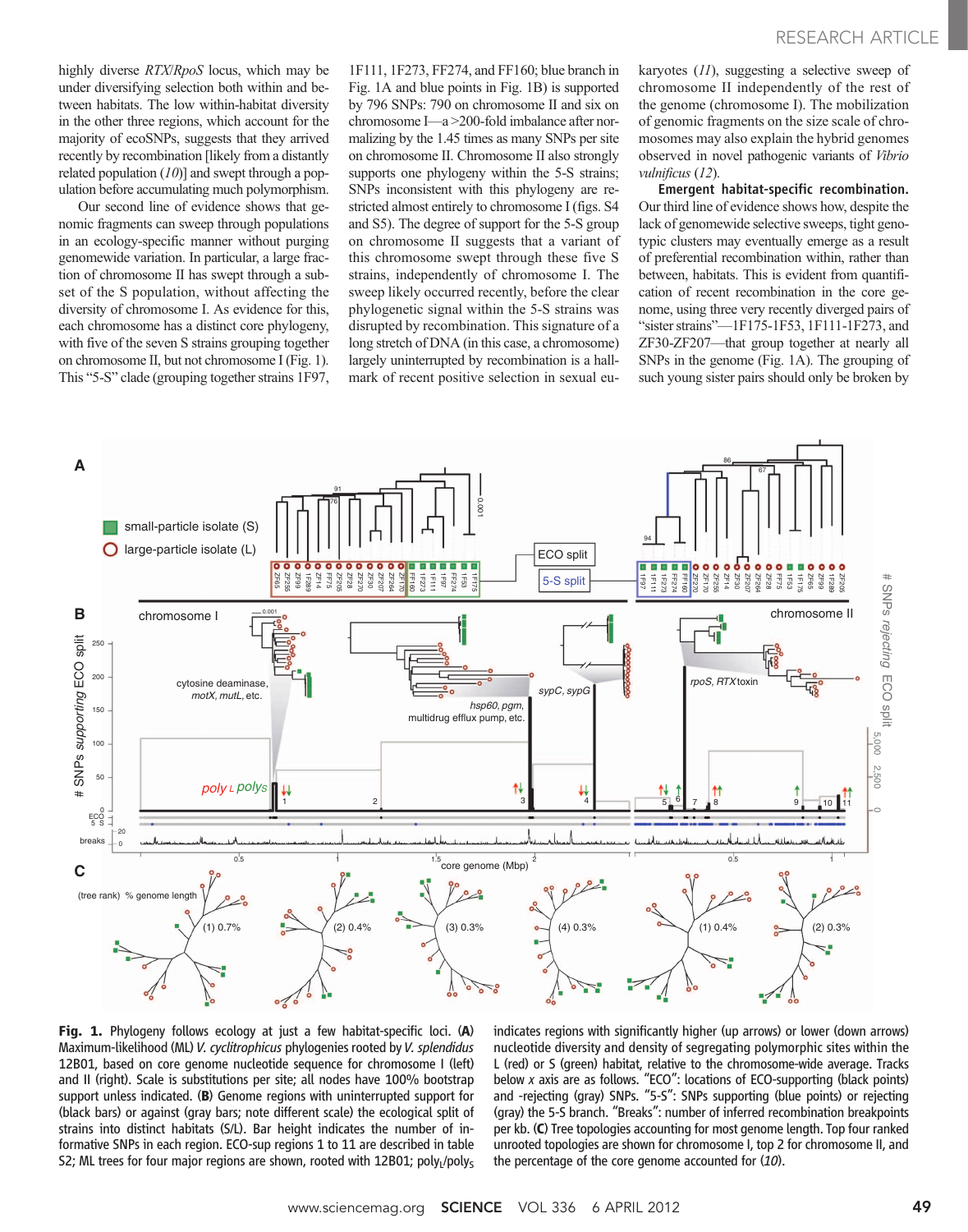highly diverse *RTX/RpoS* locus, which may be under diversifying selection both within and between habitats. The low within-habitat diversity in the other three regions, which account for the majority of ecoSNPs, suggests that they arrived recently by recombination [likely from a distantly related population (*10*)] and swept through a population before accumulating much polymorphism.

Our second line of evidence shows that genomic fragments can sweep through populations in an ecology-specific manner without purging genomewide variation. In particular, a large fraction of chromosome II has swept through a subset of the S population, without affecting the diversity of chromosome I. As evidence for this, each chromosome has a distinct core phylogeny, with five of the seven S strains grouping together on chromosome II, but not chromosome I (Fig. 1). This "5-S" clade (grouping together strains 1F97, 1F111, 1F273, FF274, and FF160; blue branch in Fig. 1A and blue points in Fig. 1B) is supported by 796 SNPs: 790 on chromosome II and six on chromosome I—a >200-fold imbalance after normalizing by the 1.45 times as many SNPs per site on chromosome II. Chromosome II also strongly supports one phylogeny within the 5-S strains; SNPs inconsistent with this phylogeny are restricted almost entirely to chromosome I (figs. S4 and S5). The degree of support for the 5-S group on chromosome II suggests that a variant of this chromosome swept through these five S strains, independently of chromosome I. The sweep likely occurred recently, before the clear phylogenetic signal within the 5-S strains was disrupted by recombination. This signature of a long stretch of DNA (in this case, a chromosome) largely uninterrupted by recombination is a hallmark of recent positive selection in sexual eukaryotes (*11*), suggesting a selective sweep of chromosome II independently of the rest of the genome (chromosome I). The mobilization of genomic fragments on the size scale of chromosomes may also explain the hybrid genomes observed in novel pathogenic variants of *Vibrio vulnificus* (*12*).

**Emergent habitat-specific recombination.** Our third line of evidence shows how, despite the lack of genomewide selective sweeps, tight genotypic clusters may eventually emerge as a result of preferential recombination within, rather than between, habitats. This is evident from quantification of recent recombination in the core genome, using three very recently diverged pairs of "sister strains"—1F175-1F53, 1F111-1F273, and ZF30-ZF207—that group together at nearly all SNPs in the genome (Fig. 1A). The grouping of such young sister pairs should only be broken by

**Fig. 1.** Phylogeny follows ecology at just a few habitat-specific loci. (**A**) Maximum-likelihood (ML) *V. cyclitrophicus* phylogenies rooted by *V. splendidus* 12B01, based on core genome nucleotide sequence for chromosome I (left) and II (right). Scale is substitutions per site; all nodes have 100% bootstrap support unless indicated. (**B**) Genome regions with uninterrupted support for (black bars) or against (gray bars; note different scale) the ecological split of strains into distinct habitats (S/L). Bar height indicates the number of informative SNPs in each region. ECO-sup regions 1 to 11 are described in table S2; ML trees for four major regions are shown, rooted with 12B01; $poly_L/poly_S$ indicates regions with significantly higher (up arrows) or lower (down arrows) nucleotide diversity and density of segregating polymorphic sites within the L (red) or S (green) habitat, relative to the chromosome-wide average. Tracks below *x* axis are as follows. "ECO": locations of ECO-supporting (black points) and -rejecting (gray) SNPs. "5-S": SNPs supporting (blue points) or rejecting (gray) the 5-S branch. "Breaks": number of inferred recombination breakpoints per kb. (**C**) Tree topologies accounting for most genome length. Top four ranked unrooted topologies are shown for chromosome I, top 2 for chromosome II, and the percentage of the core genome accounted for (*10*).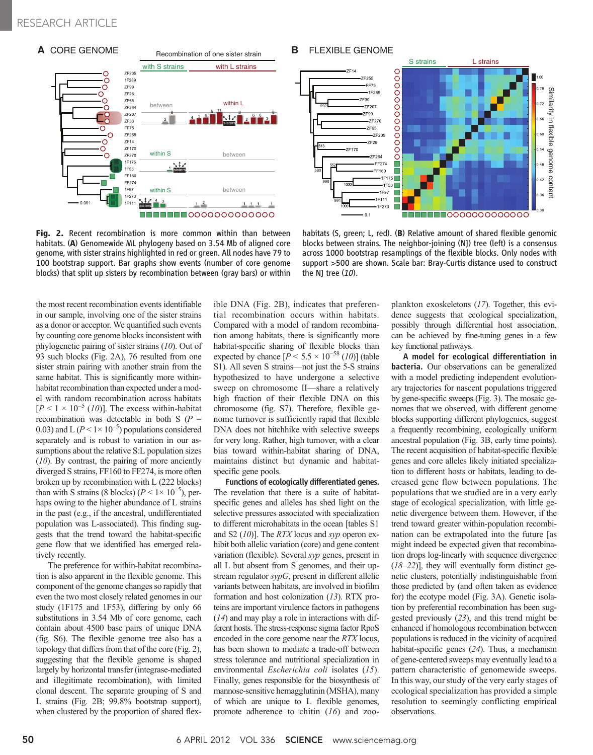**Fig. 2.** Recent recombination is more common within than between habitats. (**A**) Genomewide ML phylogeny based on 3.54 Mb of aligned core genome, with sister strains highlighted in red or green. All nodes have 79 to 100 bootstrap support. Bar graphs show events (number of core genome blocks) that split up sisters by recombination between (gray bars) or within habitats (S, green; L, red). (**B**) Relative amount of shared flexible genomic blocks between strains. The neighbor-joining (NJ) tree (left) is a consensus across 1000 bootstrap resamplings of the flexible blocks. Only nodes with support >500 are shown. Scale bar: Bray-Curtis distance used to construct the NJ tree (*10*).

the most recent recombination events identifiable in our sample, involving one of the sister strains as a donor or acceptor. We quantified such events by counting core genome blocks inconsistent with phylogenetic pairing of sister strains (*10*). Out of 93 such blocks (Fig. 2A), 76 resulted from one sister strain pairing with another strain from the same habitat. This is significantly more within-habitat recombination than expected under a model with random recombination across habitats [$P < 1 \times 10^{-5}$ (*10*)]. The excess within-habitat recombination was detectable in both S ($P = 0.03$) and L ($P < 1 \times 10^{-5}$) populations considered separately and is robust to variation in our assumptions about the relative S:L population sizes (*10*). By contrast, the pairing of more anciently diverged S strains, FF160 to FF274, is more often broken up by recombination with L (222 blocks) than with S strains (8 blocks) ($P < 1 \times 10^{-5}$), perhaps owing to the higher abundance of L strains in the past (e.g., if the ancestral, undifferentiated population was L-associated). This finding suggests that the trend toward the habitat-specific gene flow that we identified has emerged relatively recently.

The preference for within-habitat recombination is also apparent in the flexible genome. This component of the genome changes so rapidly that even the two most closely related genomes in our study (1F175 and 1F53), differing by only 66 substitutions in 3.54 Mb of core genome, each contain about 4500 base pairs of unique DNA (fig. S6). The flexible genome tree also has a topology that differs from that of the core (Fig. 2), suggesting that the flexible genome is shaped largely by horizontal transfer (integrase-mediated and illegitimate recombination), with limited clonal descent. The separate grouping of S and L strains (Fig. 2B; 99.8% bootstrap support), when clustered by the proportion of shared flexible DNA (Fig. 2B), indicates that preferential recombination occurs within habitats. Compared with a model of random recombination among habitats, there is significantly more habitat-specific sharing of flexible blocks than expected by chance [$P < 5.5 \times 10^{-58}$ (*10*)] (table S1). All seven S strains—not just the 5-S strains hypothesized to have undergone a selective sweep on chromosome II—share a relatively high fraction of their flexible DNA on this chromosome (fig. S7). Therefore, flexible genome turnover is sufficiently rapid that flexible DNA does not hitchhike with selective sweeps for very long. Rather, high turnover, with a clear bias toward within-habitat sharing of DNA, maintains distinct but dynamic and habitat-specific gene pools.

**Functions of ecologically differentiated genes.** The revelation that there is a suite of habitat-specific genes and alleles has shed light on the selective pressures associated with specialization to different microhabitats in the ocean [tables S1 and S2 (*10*)]. The *RTX* locus and *syp* operon exhibit both allelic variation (core) and gene content variation (flexible). Several *syp* genes, present in all L but absent from S genomes, and their upstream regulator *sypG*, present in different allelic variants between habitats, are involved in biofilm formation and host colonization (*13*). RTX proteins are important virulence factors in pathogens (*14*) and may play a role in interactions with different hosts. The stress-response sigma factor RpoS encoded in the core genome near the *RTX* locus, has been shown to mediate a trade-off between stress tolerance and nutritional specialization in environmental *Escherichia coli* isolates (*15*). Finally, genes responsible for the biosynthesis of mannose-sensitive hemagglutinin (MSHA), many of which are unique to L flexible genomes, promote adherence to chitin (*16*) and zooplankton exoskeletons (*17*). Together, this evidence suggests that ecological specialization, possibly through differential host association, can be achieved by fine-tuning genes in a few key functional pathways.

**A model for ecological differentiation in bacteria.** Our observations can be generalized with a model predicting independent evolutionary trajectories for nascent populations triggered by gene-specific sweeps (Fig. 3). The mosaic genomes that we observed, with different genome blocks supporting different phylogenies, suggest a frequently recombining, ecologically uniform ancestral population (Fig. 3B, early time points). The recent acquisition of habitat-specific flexible genes and core alleles likely initiated specialization to different hosts or habitats, leading to decreased gene flow between populations. The populations that we studied are in a very early stage of ecological specialization, with little genetic divergence between them. However, if the trend toward greater within-population recombination can be extrapolated into the future [as might indeed be expected given that recombination drops log-linearly with sequence divergence (*18*–*22*)], they will eventually form distinct genetic clusters, potentially indistinguishable from those predicted by (and often taken as evidence for) the ecotype model (Fig. 3A). Genetic isolation by preferential recombination has been suggested previously (*23*), and this trend might be enhanced if homologous recombination between populations is reduced in the vicinity of acquired habitat-specific genes (*24*). Thus, a mechanism of gene-centered sweeps may eventually lead to a pattern characteristic of genomewide sweeps. In this way, our study of the very early stages of ecological specialization has provided a simple resolution to seemingly conflicting empirical observations.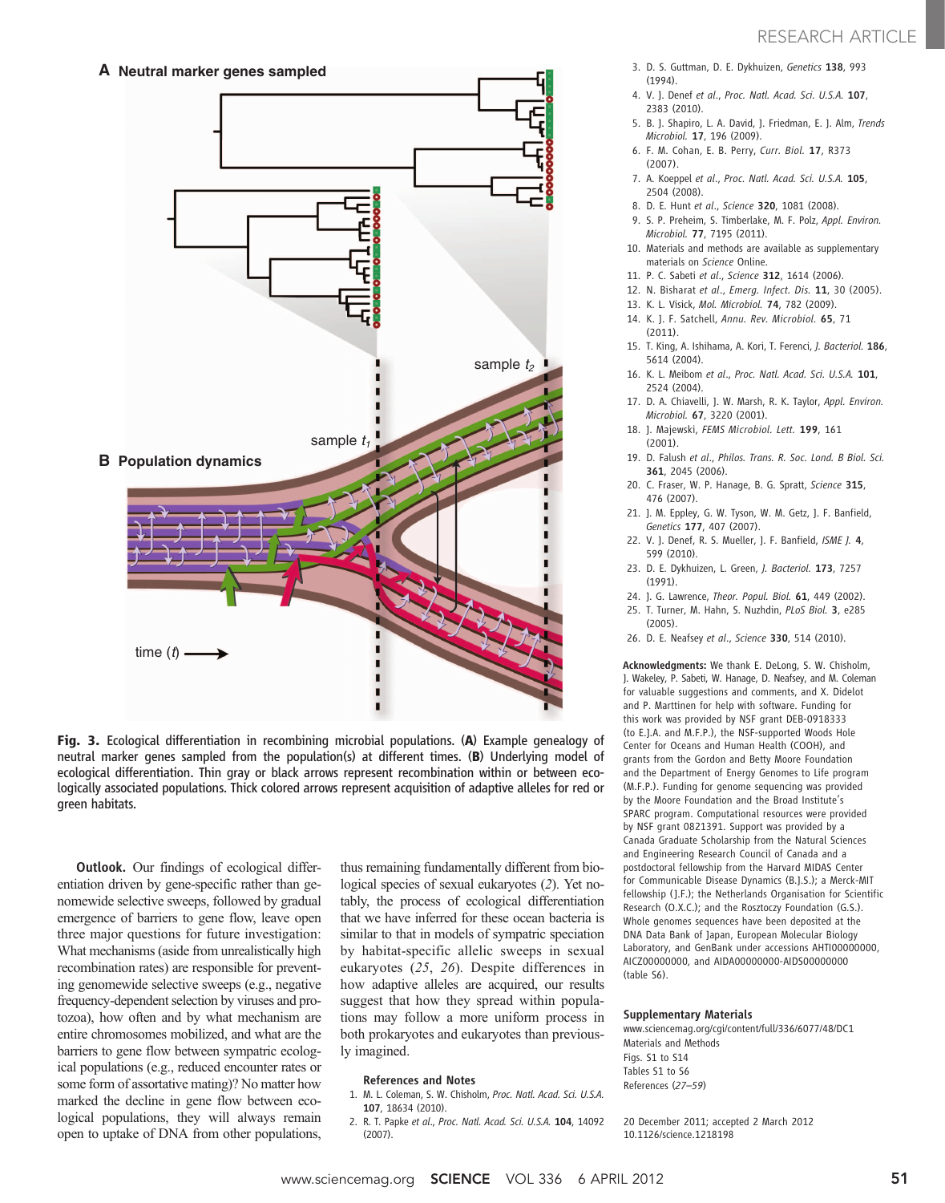A Neutral marker genes sampled

B Population dynamics

sample $t_1$

sample $t_2$

time ($t$)

**Fig. 3.** Ecological differentiation in recombining microbial populations. (**A**) Example genealogy of neutral marker genes sampled from the population(s) at different times. (**B**) Underlying model of ecological differentiation. Thin gray or black arrows represent recombination within or between ecologically associated populations. Thick colored arrows represent acquisition of adaptive alleles for red or green habitats.

**Outlook.** Our findings of ecological differentiation driven by gene-specific rather than genomewide selective sweeps, followed by gradual emergence of barriers to gene flow, leave open three major questions for future investigation: What mechanisms (aside from unrealistically high recombination rates) are responsible for preventing genomewide selective sweeps (e.g., negative frequency-dependent selection by viruses and protozoa), how often and by what mechanism are entire chromosomes mobilized, and what are the barriers to gene flow between sympatric ecological populations (e.g., reduced encounter rates or some form of assortative mating)? No matter how marked the decline in gene flow between ecological populations, they will always remain open to uptake of DNA from other populations, thus remaining fundamentally different from biological species of sexual eukaryotes (*2*). Yet notably, the process of ecological differentiation that we have inferred for these ocean bacteria is similar to that in models of sympatric speciation by habitat-specific allelic sweeps in sexual eukaryotes (*25*, *26*). Despite differences in how adaptive alleles are acquired, our results suggest that how they spread within populations may follow a more uniform process in both prokaryotes and eukaryotes than previously imagined.

### References and Notes

1. M. L. Coleman, S. W. Chisholm, *Proc. Natl. Acad. Sci. U.S.A.* **107**, 18634 (2010).
2. R. T. Papke *et al.*, *Proc. Natl. Acad. Sci. U.S.A.* **104**, 14092 (2007).
3. D. S. Guttman, D. E. Dykhuizen, *Genetics* **138**, 993 (1994).
4. V. J. Denef *et al.*, *Proc. Natl. Acad. Sci. U.S.A.* **107**, 2383 (2010).
5. B. J. Shapiro, L. A. David, J. Friedman, E. J. Alm, *Trends Microbiol.* **17**, 196 (2009).
6. F. M. Cohan, E. B. Perry, *Curr. Biol.* **17**, R373 (2007).
7. A. Koeppel *et al.*, *Proc. Natl. Acad. Sci. U.S.A.* **105**, 2504 (2008).
8. D. E. Hunt *et al.*, *Science* **320**, 1081 (2008).
9. S. P. Preheim, S. Timberlake, M. F. Polz, *Appl. Environ. Microbiol.* **77**, 7195 (2011).
10. Materials and methods are available as supplementary materials on *Science* Online.
11. P. C. Sabeti *et al.*, *Science* **312**, 1614 (2006).
12. N. Bisharat *et al.*, *Emerg. Infect. Dis.* **11**, 30 (2005).
13. K. L. Visick, *Mol. Microbiol.* **74**, 782 (2009).
14. K. J. F. Satchell, *Annu. Rev. Microbiol.* **65**, 71 (2011).
15. T. King, A. Ishihama, A. Kori, T. Ferenci, *J. Bacteriol.* **186**, 5614 (2004).
16. K. L. Meibom *et al.*, *Proc. Natl. Acad. Sci. U.S.A.* **101**, 2524 (2004).
17. D. A. Chiavelli, J. W. Marsh, R. K. Taylor, *Appl. Environ. Microbiol.* **67**, 3220 (2001).
18. J. Majewski, *FEMS Microbiol. Lett.* **199**, 161 (2001).
19. D. Falush *et al.*, *Philos. Trans. R. Soc. Lond. B Biol. Sci.* **361**, 2045 (2006).
20. C. Fraser, W. P. Hanage, B. G. Spratt, *Science* **315**, 476 (2007).
21. J. M. Eppley, G. W. Tyson, W. M. Getz, J. F. Banfield, *Genetics* **177**, 407 (2007).
22. V. J. Denef, R. S. Mueller, J. F. Banfield, *ISME J.* **4**, 599 (2010).
23. D. E. Dykhuizen, L. Green, *J. Bacteriol.* **173**, 7257 (1991).
24. J. G. Lawrence, *Theor. Popul. Biol.* **61**, 449 (2002).
25. T. Turner, M. Hahn, S. Nuzhdin, *PLoS Biol.* **3**, e285 (2005).
26. D. E. Neafsey *et al.*, *Science* **330**, 514 (2010).

**Acknowledgments:** We thank E. DeLong, S. W. Chisholm, J. Wakeley, P. Sabeti, W. Hanage, D. Neafsey, and M. Coleman for valuable suggestions and comments, and X. Didelot and P. Marttinen for help with software. Funding for this work was provided by NSF grant DEB-0918333 (to E.J.A. and M.F.P.), the NSF-supported Woods Hole Center for Oceans and Human Health (COOH), and grants from the Gordon and Betty Moore Foundation and the Department of Energy Genomes to Life program (M.F.P.). Funding for genome sequencing was provided by the Moore Foundation and the Broad Institute's SPARC program. Computational resources were provided by NSF grant 0821391. Support was provided by a Canada Graduate Scholarship from the Natural Sciences and Engineering Research Council of Canada and a postdoctoral fellowship from the Harvard MIDAS Center for Communicable Disease Dynamics (B.J.S.); a Merck-MIT fellowship (J.F.); the Netherlands Organisation for Scientific Research (O.X.C.); and the Rosztoczy Foundation (G.S.). Whole genomes sequences have been deposited at the DNA Data Bank of Japan, European Molecular Biology Laboratory, and GenBank under accessions AHTI00000000, AICZ00000000, and AIDA00000000-AIDS00000000 (table S6).

### Supplementary Materials

www.sciencemag.org/cgi/content/full/336/6077/48/DC1
Materials and Methods
Figs. S1 to S14
Tables S1 to S6
References (*27*–*59*)

20 December 2011; accepted 2 March 2012
10.1126/science.1218198